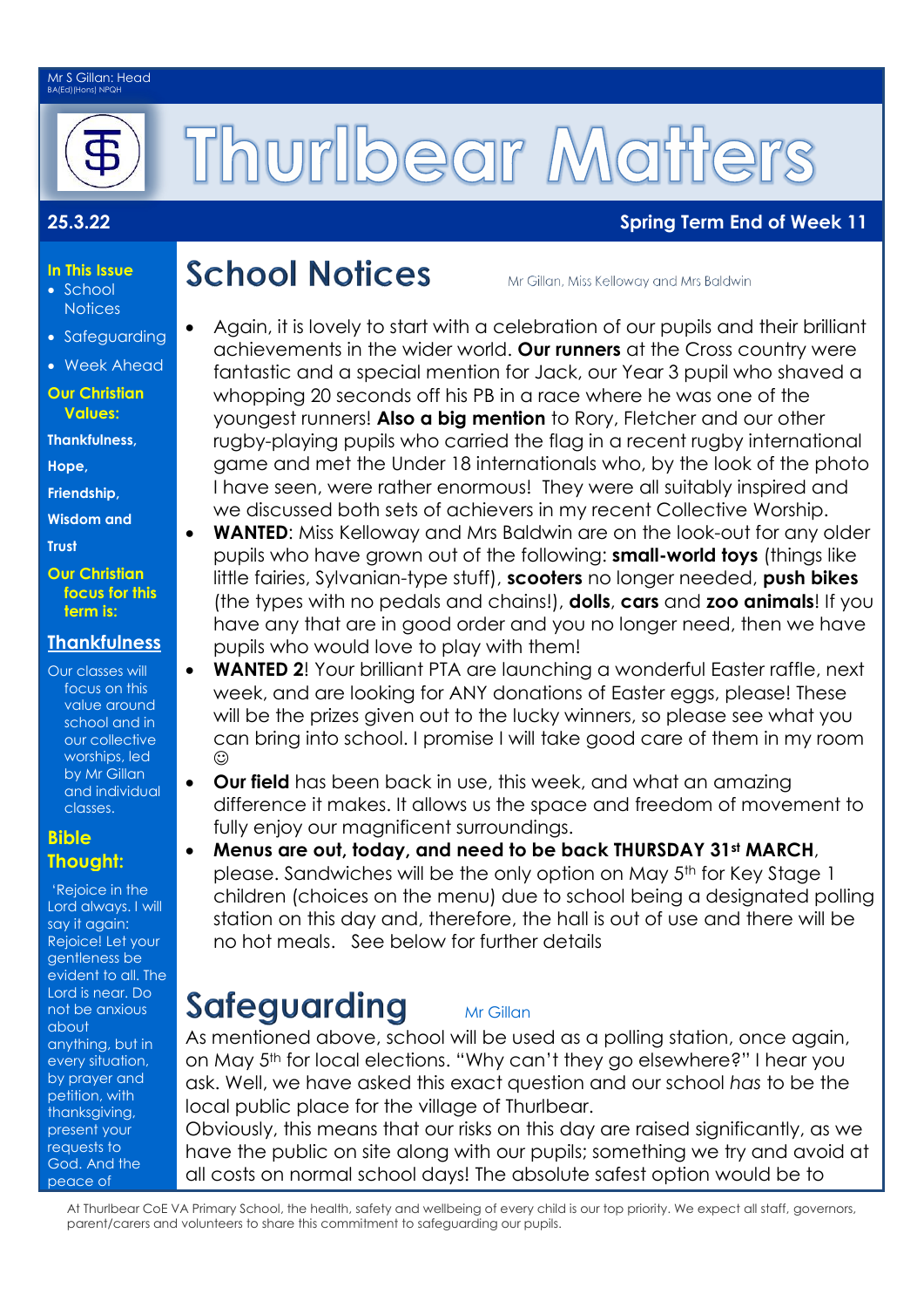Mr S Gillan: Head
BA(Ed)(Hons) NPQH

# Thurlbear Matters

**25.3.22** **Spring Term End of Week 11**

**In This Issue**

- School Notices
- Safeguarding
- Week Ahead

**Our Christian Values:**

**Thankfulness,**

**Hope,**

**Friendship,**

**Wisdom and**

**Trust**

**Our Christian focus for this term is:**

**Thankfulness**

Our classes will focus on this value around school and in our collective worships, led by Mr Gillan and individual classes.

**Bible Thought:**

'Rejoice in the Lord always. I will say it again: Rejoice! Let your gentleness be evident to all. The Lord is near. Do not be anxious about anything, but in every situation, by prayer and petition, with thanksgiving, present your requests to God. And the peace of

## School Notices

Mr Gillan, Miss Kelloway and Mrs Baldwin

- Again, it is lovely to start with a celebration of our pupils and their brilliant achievements in the wider world. **Our runners** at the Cross country were fantastic and a special mention for Jack, our Year 3 pupil who shaved a whopping 20 seconds off his PB in a race where he was one of the youngest runners! **Also a big mention** to Rory, Fletcher and our other rugby-playing pupils who carried the flag in a recent rugby international game and met the Under 18 internationals who, by the look of the photo I have seen, were rather enormous! They were all suitably inspired and we discussed both sets of achievers in my recent Collective Worship.
- **WANTED**: Miss Kelloway and Mrs Baldwin are on the look-out for any older pupils who have grown out of the following: **small-world toys** (things like little fairies, Sylvanian-type stuff), **scooters** no longer needed, **push bikes** (the types with no pedals and chains!), **dolls**, **cars** and **zoo animals**! If you have any that are in good order and you no longer need, then we have pupils who would love to play with them!
- **WANTED 2**! Your brilliant PTA are launching a wonderful Easter raffle, next week, and are looking for ANY donations of Easter eggs, please! These will be the prizes given out to the lucky winners, so please see what you can bring into school. I promise I will take good care of them in my room ☺
- **Our field** has been back in use, this week, and what an amazing difference it makes. It allows us the space and freedom of movement to fully enjoy our magnificent surroundings.
- **Menus are out, today, and need to be back THURSDAY 31st MARCH**, please. Sandwiches will be the only option on May 5th for Key Stage 1 children (choices on the menu) due to school being a designated polling station on this day and, therefore, the hall is out of use and there will be no hot meals. See below for further details

## Safeguarding

Mr Gillan

As mentioned above, school will be used as a polling station, once again, on May 5th for local elections. "Why can't they go elsewhere?" I hear you ask. Well, we have asked this exact question and our school *has* to be the local public place for the village of Thurlbear.
Obviously, this means that our risks on this day are raised significantly, as we have the public on site along with our pupils; something we try and avoid at all costs on normal school days! The absolute safest option would be to

At Thurlbear CoE VA Primary School, the health, safety and wellbeing of every child is our top priority. We expect all staff, governors, parent/carers and volunteers to share this commitment to safeguarding our pupils.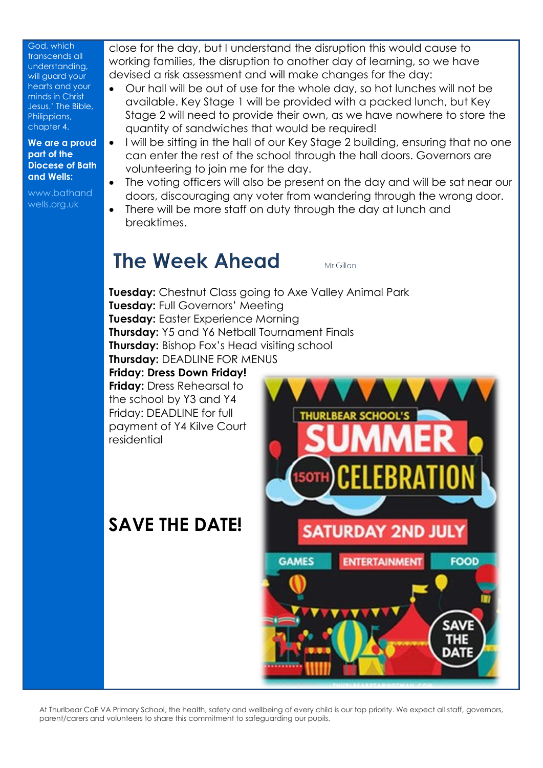God, which transcends all understanding, will guard your hearts and your minds in Christ Jesus.' The Bible, Philippians, chapter 4.

**We are a proud part of the Diocese of Bath and Wells:**

www.bathandwells.org.uk

close for the day, but I understand the disruption this would cause to working families, the disruption to another day of learning, so we have devised a risk assessment and will make changes for the day:

- Our hall will be out of use for the whole day, so hot lunches will not be available. Key Stage 1 will be provided with a packed lunch, but Key Stage 2 will need to provide their own, as we have nowhere to store the quantity of sandwiches that would be required!
- I will be sitting in the hall of our Key Stage 2 building, ensuring that no one can enter the rest of the school through the hall doors. Governors are volunteering to join me for the day.
- The voting officers will also be present on the day and will be sat near our doors, discouraging any voter from wandering through the wrong door.
- There will be more staff on duty through the day at lunch and breaktimes.

## The Week Ahead

Mr Gillan

**Tuesday:** Chestnut Class going to Axe Valley Animal Park
**Tuesday:** Full Governors' Meeting
**Tuesday:** Easter Experience Morning
**Thursday:** Y5 and Y6 Netball Tournament Finals
**Thursday:** Bishop Fox's Head visiting school
**Thursday:** DEADLINE FOR MENUS
**Friday: Dress Down Friday!**
**Friday:** Dress Rehearsal to the school by Y3 and Y4
Friday: DEADLINE for full payment of Y4 Kilve Court residential

## SAVE THE DATE!

THURLBEAR SCHOOL'S SUMMER 150TH CELEBRATION

SATURDAY 2ND JULY

GAMES ENTERTAINMENT FOOD

SAVE THE DATE

At Thurlbear CoE VA Primary School, the health, safety and wellbeing of every child is our top priority. We expect all staff, governors, parent/carers and volunteers to share this commitment to safeguarding our pupils.